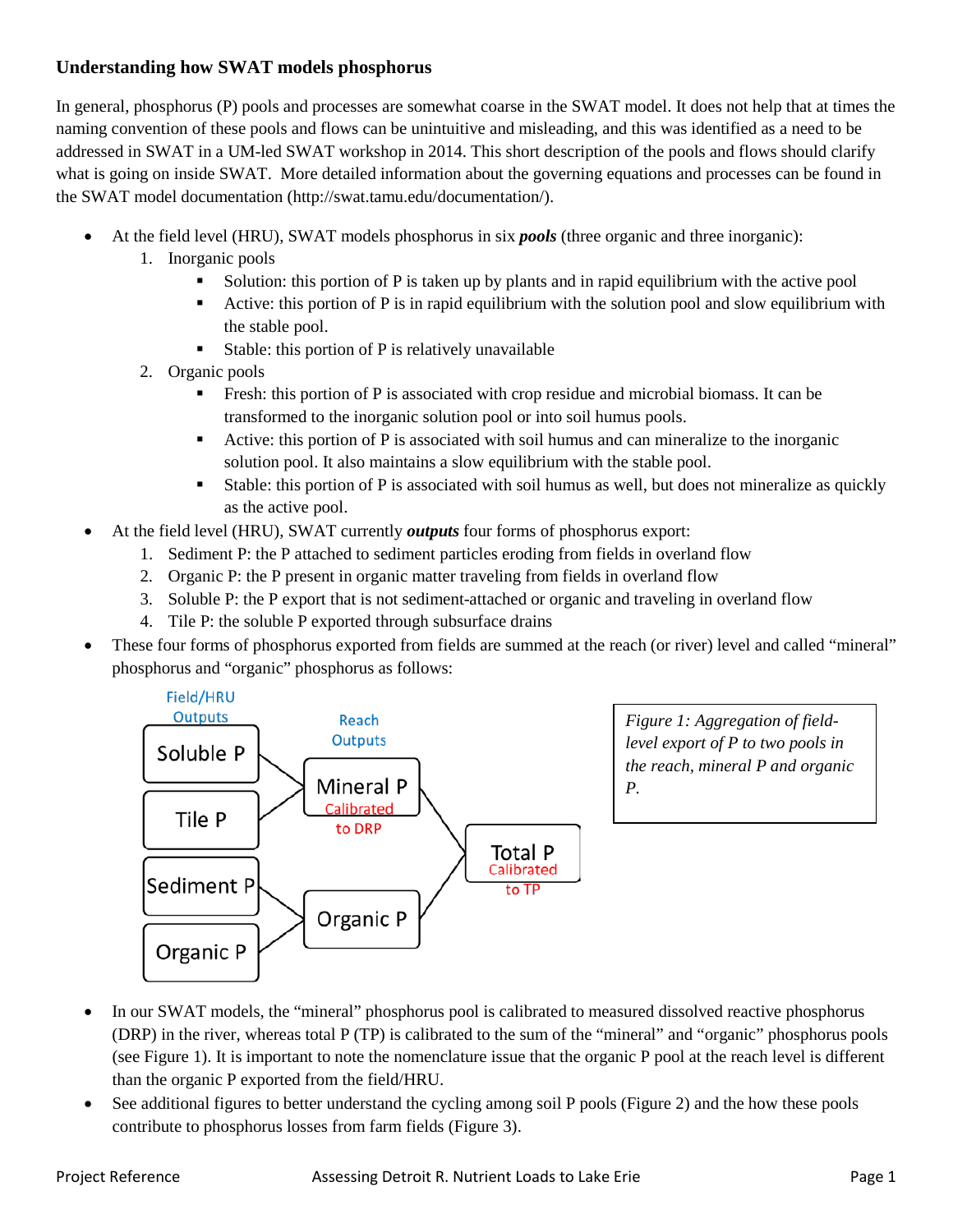## Understanding how SWAT models phosphorus

In general, phosphorus (P) pools and processes are somewhat coarse in the SWAT model. It does not help that at times the naming convention of these pools and flows can be unintuitive and misleading, and this was identified as a need to be addressed in SWAT in a UM-led SWAT workshop in 2014. This short description of the pools and flows should clarify what is going on inside SWAT. More detailed information about the governing equations and processes can be found in the SWAT model documentation (http://swat.tamu.edu/documentation/).

- At the field level (HRU), SWAT models phosphorus in six ***pools*** (three organic and three inorganic):
  1. Inorganic pools
     - Solution: this portion of P is taken up by plants and in rapid equilibrium with the active pool
     - Active: this portion of P is in rapid equilibrium with the solution pool and slow equilibrium with the stable pool.
     - Stable: this portion of P is relatively unavailable
  2. Organic pools
     - Fresh: this portion of P is associated with crop residue and microbial biomass. It can be transformed to the inorganic solution pool or into soil humus pools.
     - Active: this portion of P is associated with soil humus and can mineralize to the inorganic solution pool. It also maintains a slow equilibrium with the stable pool.
     - Stable: this portion of P is associated with soil humus as well, but does not mineralize as quickly as the active pool.
- At the field level (HRU), SWAT currently ***outputs*** four forms of phosphorus export:
  1. Sediment P: the P attached to sediment particles eroding from fields in overland flow
  2. Organic P: the P present in organic matter traveling from fields in overland flow
  3. Soluble P: the P export that is not sediment-attached or organic and traveling in overland flow
  4. Tile P: the soluble P exported through subsurface drains
- These four forms of phosphorus exported from fields are summed at the reach (or river) level and called "mineral" phosphorus and "organic" phosphorus as follows:

Field/HRU Outputs: Soluble P, Tile P → Reach Outputs: Mineral P (Calibrated to DRP)
Field/HRU Outputs: Sediment P, Organic P → Reach Outputs: Organic P
Mineral P + Organic P → Total P (Calibrated to TP)

*Figure 1: Aggregation of field-level export of P to two pools in the reach, mineral P and organic P.*

- In our SWAT models, the "mineral" phosphorus pool is calibrated to measured dissolved reactive phosphorus (DRP) in the river, whereas total P (TP) is calibrated to the sum of the "mineral" and "organic" phosphorus pools (see Figure 1). It is important to note the nomenclature issue that the organic P pool at the reach level is different than the organic P exported from the field/HRU.
- See additional figures to better understand the cycling among soil P pools (Figure 2) and the how these pools contribute to phosphorus losses from farm fields (Figure 3).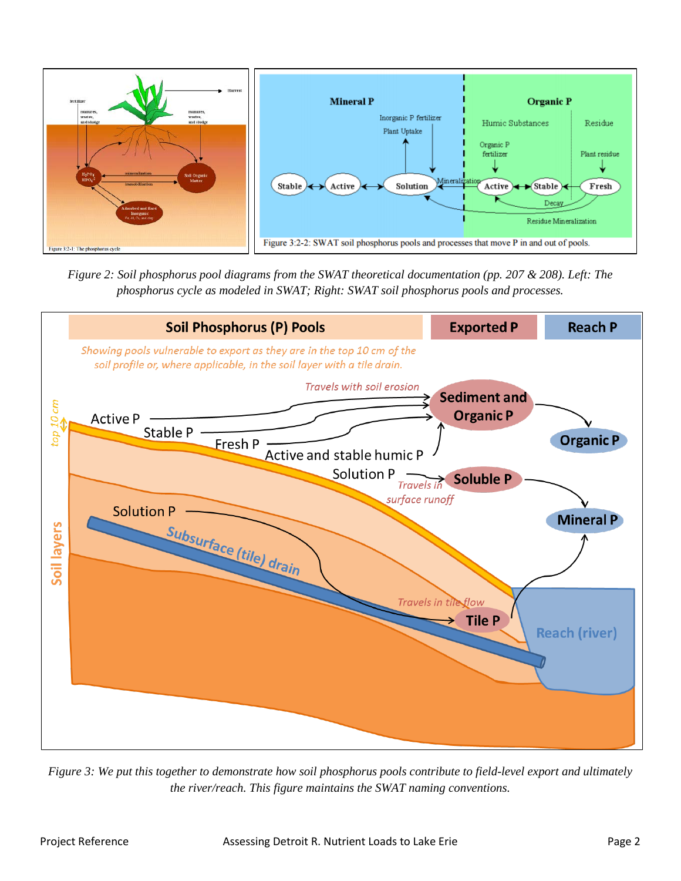Figure 3:2-1: The phosphorus cycle

Mineral P

Organic P

Humic Substances

Residue

Inorganic P fertilizer

Plant Uptake

Organic P fertilizer

Plant residue

Stable

Active

Solution

Mineralization

Active

Stable

Fresh

Decay

Residue Mineralization

Figure 3:2-2: SWAT soil phosphorus pools and processes that move P in and out of pools.

*Figure 2: Soil phosphorus pool diagrams from the SWAT theoretical documentation (pp. 207 & 208). Left: The phosphorus cycle as modeled in SWAT; Right: SWAT soil phosphorus pools and processes.*

Soil Phosphorus (P) Pools

Exported P

Reach P

*Showing pools vulnerable to export as they are in the top 10 cm of the soil profile or, where applicable, in the soil layer with a tile drain.*

*Travels with soil erosion*

top 10 cm

Active P

Stable P

Fresh P

Active and stable humic P

Sediment and Organic P

Organic P

Solution P

*Travels in surface runoff*

Soluble P

Mineral P

Solution P

Subsurface (tile) drain

Soil layers

*Travels in tile flow*

Tile P

Reach (river)

*Figure 3: We put this together to demonstrate how soil phosphorus pools contribute to field-level export and ultimately the river/reach. This figure maintains the SWAT naming conventions.*